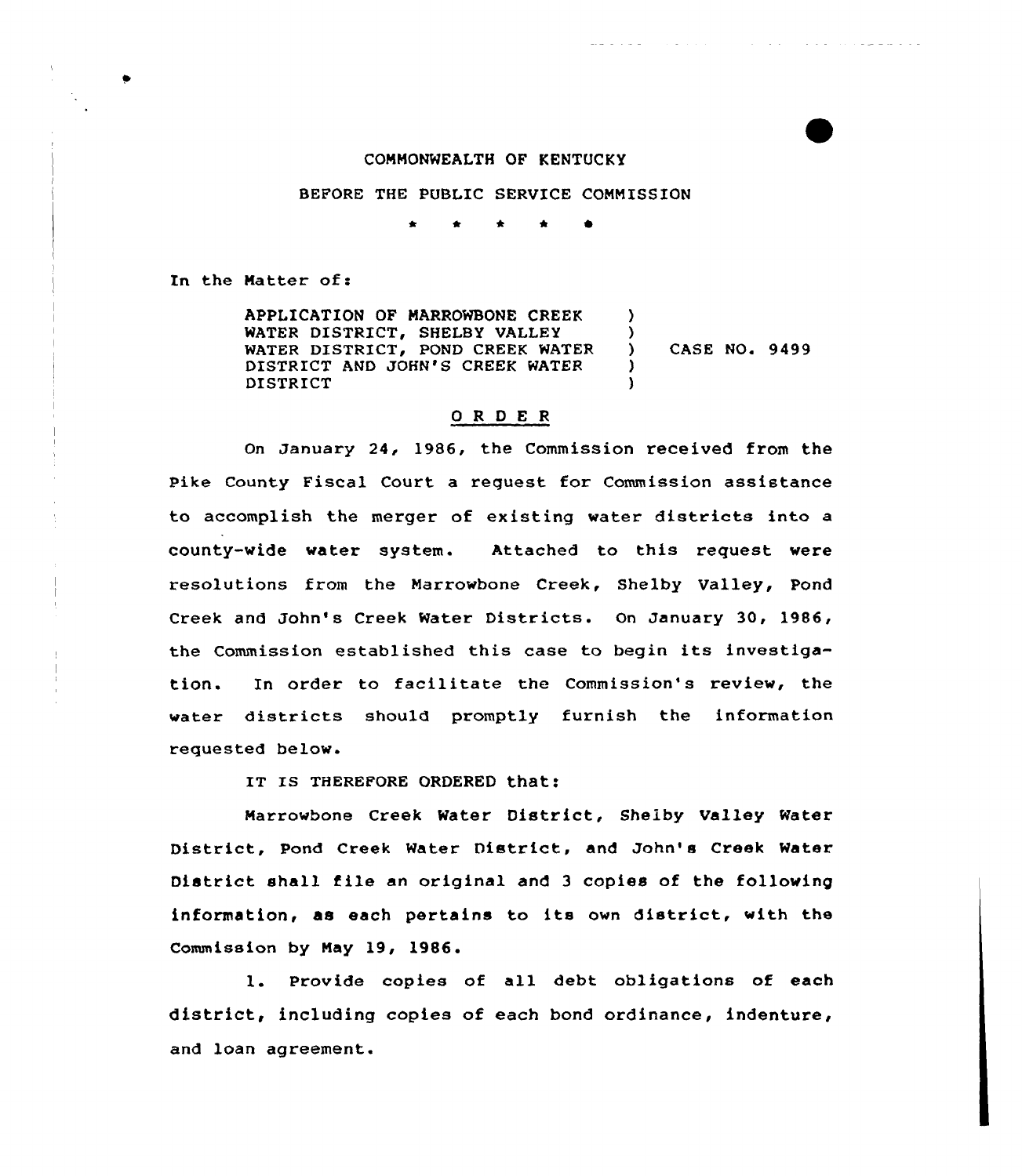COMMONWEALTH OF KENTUCKY

BEFORE THE PUBLIC SERVICE COMMISSION

\* \* \* \* \*

In the Matter of:

| | | |
|---|---|---|
| APPLICATION OF MARROWBONE CREEK WATER DISTRICT, SHELBY VALLEY WATER DISTRICT, POND CREEK WATER DISTRICT AND JOHN'S CREEK WATER DISTRICT | ) | CASE NO. 9499 |

## O R D E R

On January 24, 1986, the Commission received from the Pike County Fiscal Court a request for Commission assistance to accomplish the merger of existing water districts into a county-wide water system. Attached to this request were resolutions from the Marrowbone Creek, Shelby Valley, Pond Creek and John's Creek Water Districts. On January 30, 1986, the Commission established this case to begin its investigation. In order to facilitate the Commission's review, the water districts should promptly furnish the information requested below.

IT IS THEREFORE ORDERED that:

Marrowbone Creek Water District, Shelby Valley Water District, Pond Creek Water District, and John's Creek Water District shall file an original and 3 copies of the following information, as each pertains to its own district, with the Commission by May 19, 1986.

1. Provide copies of all debt obligations of each district, including copies of each bond ordinance, indenture, and loan agreement.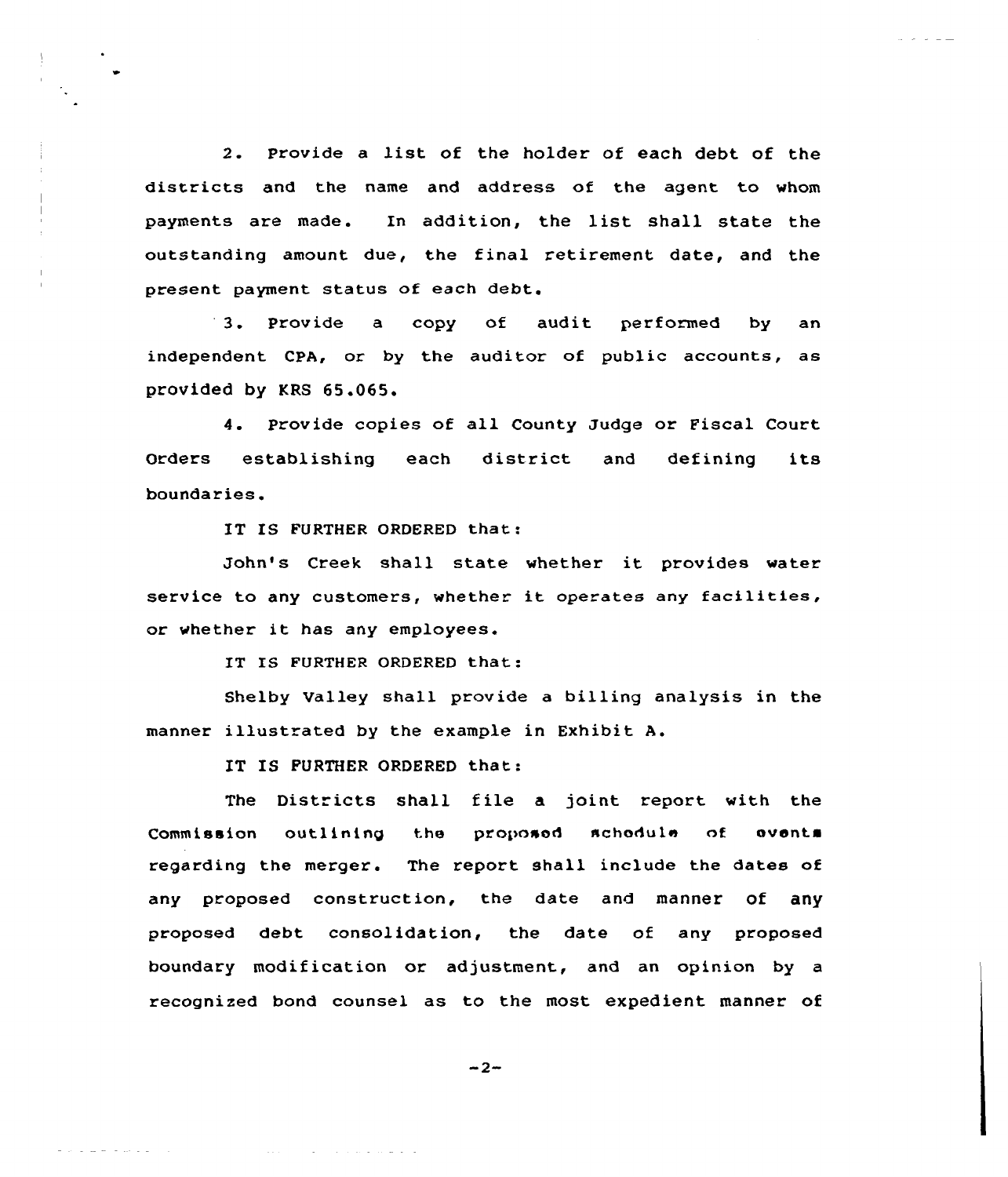2. Provide a list of the holder of each debt of the districts and the name and address of the agent to whom payments are made. In addition, the list shall state the outstanding amount due, the final retirement date, and the present payment status of each debt.

3. Provide a copy of audit performed by an independent CPA, or by the auditor of public accounts, as provided by KRS 65.065.

4. Provide copies of all County Judge or Fiscal Court Orders establishing each district and defining its boundaries.

IT IS FURTHER ORDERED that:

John's Creek shall state whether it provides water service to any customers, whether it operates any facilities, or whether it has any employees.

IT IS FURTHER ORDERED that:

Shelby Valley shall provide a billing analysis in the manner illustrated by the example in Exhibit A.

IT IS FURTHER ORDERED that:

The Districts shall file a joint report with the Commission outlining the proposed schedule of events regarding the merger. The report shall include the dates of any proposed construction, the date and manner of any proposed debt consolidation, the date of any proposed boundary modification or adjustment, and an opinion by a recognized bond counsel as to the most expedient manner of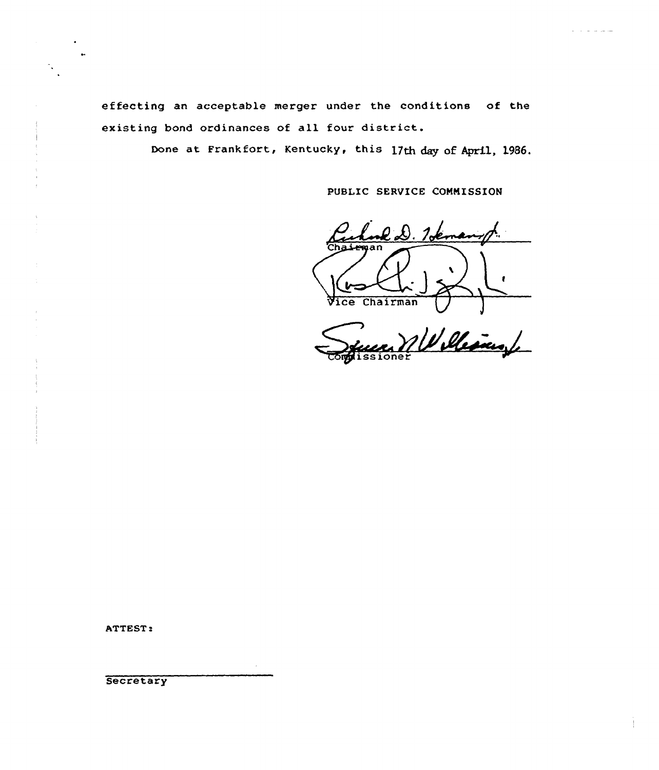effecting an acceptable merger under the conditions of the existing bond ordinances of all four district.

Done at Frankfort, Kentucky, this 17th day of April, 1986.

PUBLIC SERVICE COMMISSION

Chairman

Vice Chairman

Commissioner

ATTEST:

Secretary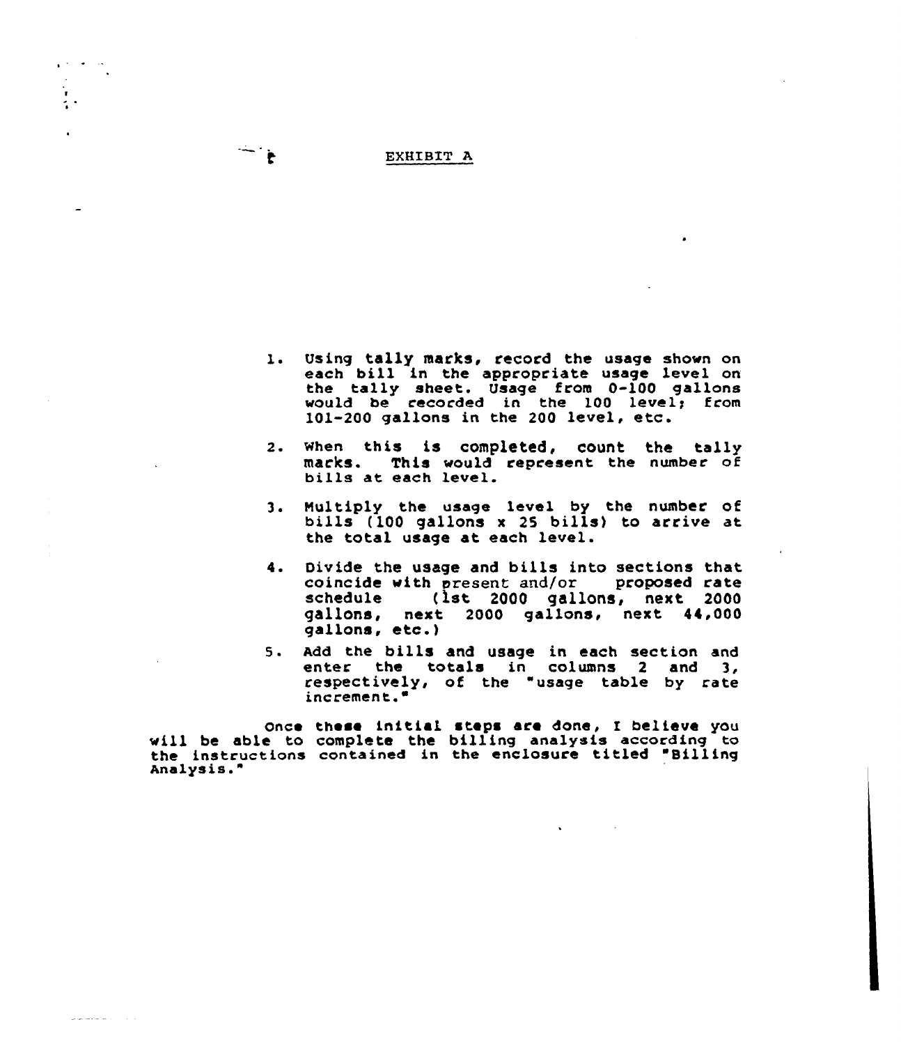EXHIBIT A

1. Using tally marks, record the usage shown on each bill in the appropriate usage level on the tally sheet. Usage from 0-100 gallons would be recorded in the 100 level; from 101-200 gallons in the 200 level, etc.

2. When this is completed, count the tally marks. This would represent the number of bills at each level.

3. Multiply the usage level by the number of bills (100 gallons x 25 bills) to arrive at the total usage at each level.

4. Divide the usage and bills into sections that coincide with present and/or proposed rate schedule (1st 2000 gallons, next 2000 gallons, next 2000 gallons, next 44,000 gallons, etc.)

5. Add the bills and usage in each section and enter the totals in columns 2 and 3, respectively, of the "usage table by rate increment."

Once these initial steps are done, I believe you will be able to complete the billing analysis according to the instructions contained in the enclosure titled "Billing Analysis."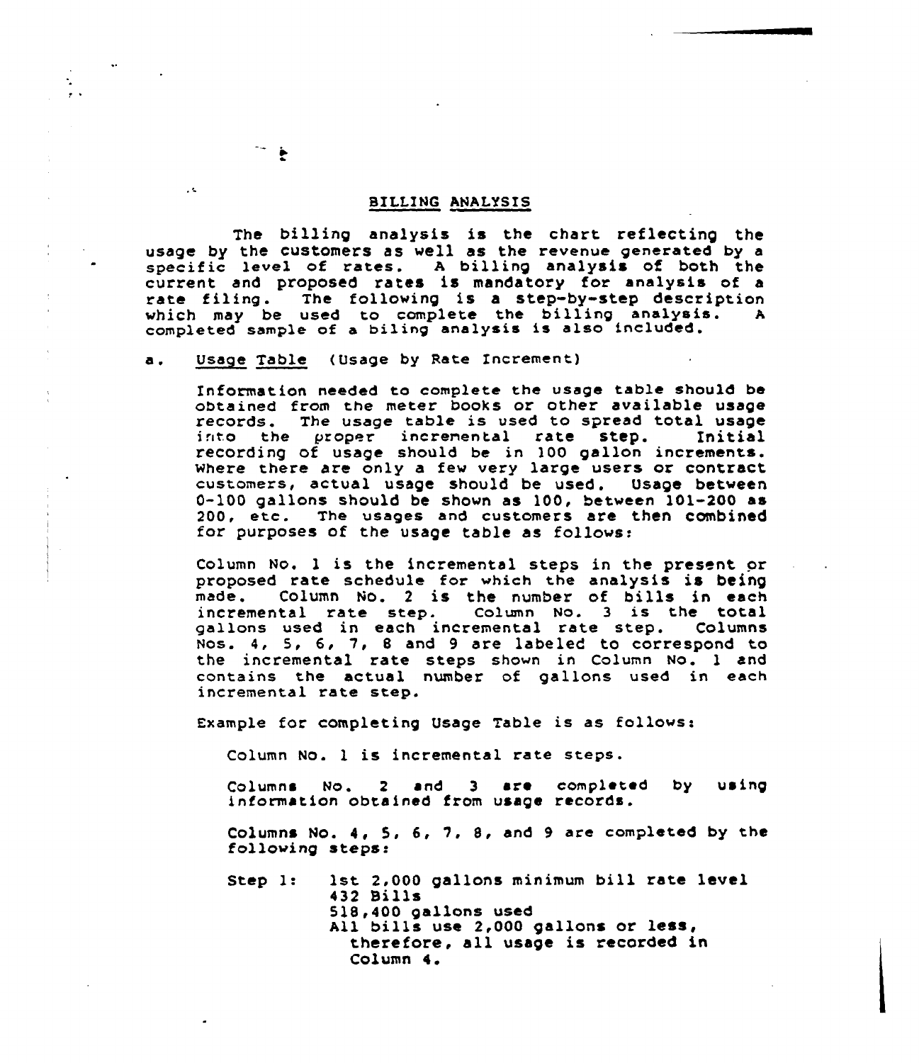## BILLING ANALYSIS

The billing analysis is the chart reflecting the usage by the customers as well as the revenue generated by a specific level of rates. A billing analysis of both the current and proposed rates is mandatory for analysis of a rate filing. The following is a step-by-step description which may be used to complete the billing analysis. A completed sample of a biling analysis is also included.

a. Usage Table (Usage by Rate Increment)

Information needed to complete the usage table should be obtained from the meter books or other available usage records. The usage table is used to spread total usage into the proper incremental rate step. Initial recording of usage should be in 100 gallon increments. Where there are only a few very large users or contract customers, actual usage should be used. Usage between 0-100 gallons should be shown as 100, between 101-200 as 200, etc. The usages and customers are then combined for purposes of the usage table as follows:

Column No. 1 is the incremental steps in the present or proposed rate schedule for which the analysis is being made. Column No. 2 is the number of bills in each incremental rate step. Column No. 3 is the total gallons used in each incremental rate step. Columns Nos. 4, 5, 6, 7, 8 and 9 are labeled to correspond to the incremental rate steps shown in Column No. 1 and contains the actual number of gallons used in each incremental rate step.

Example for completing Usage Table is as follows:

Column No. 1 is incremental rate steps.

Columns No. 2 and 3 are completed by using information obtained from usage records.

Columns No. 4, 5, 6, 7, 8, and 9 are completed by the following steps:

Step 1: 1st 2,000 gallons minimum bill rate level
432 Bills
518,400 gallons used
All bills use 2,000 gallons or less, therefore, all usage is recorded in Column 4.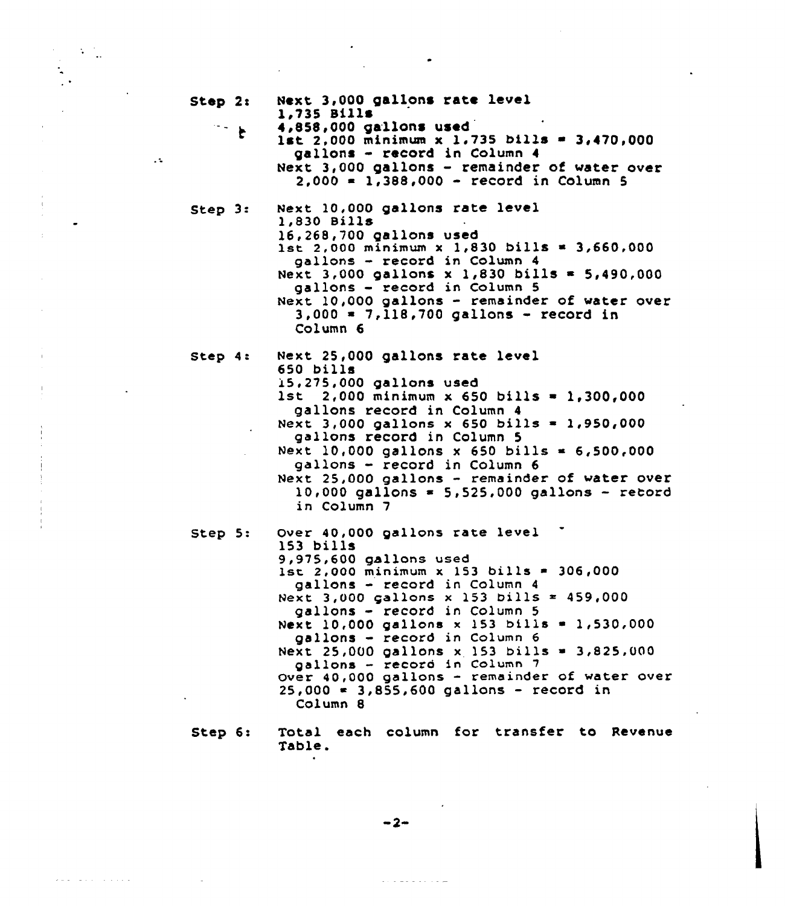Step 2: Next 3,000 gallons rate level
1,735 Bills
4,858,000 gallons used
1st 2,000 minimum x 1,735 bills = 3,470,000 gallons - record in Column 4
Next 3,000 gallons - remainder of water over 2,000 = 1,388,000 - record in Column 5

Step 3: Next 10,000 gallons rate level
1,830 Bills
16,268,700 gallons used
1st 2,000 minimum x 1,830 bills = 3,660,000 gallons - record in Column 4
Next 3,000 gallons x 1,830 bills = 5,490,000 gallons - record in Column 5
Next 10,000 gallons - remainder of water over 3,000 = 7,118,700 gallons - record in Column 6

Step 4: Next 25,000 gallons rate level
650 bills
15,275,000 gallons used
1st 2,000 minimum x 650 bills = 1,300,000 gallons record in Column 4
Next 3,000 gallons x 650 bills = 1,950,000 gallons record in Column 5
Next 10,000 gallons x 650 bills = 6,500,000 gallons - record in Column 6
Next 25,000 gallons - remainder of water over 10,000 gallons = 5,525,000 gallons - record in Column 7

Step 5: Over 40,000 gallons rate level
153 bills
9,975,600 gallons used
1st 2,000 minimum x 153 bills = 306,000 gallons - record in Column 4
Next 3,000 gallons x 153 bills = 459,000 gallons - record in Column 5
Next 10,000 gallons x 153 bills = 1,530,000 gallons - record in Column 6
Next 25,000 gallons x 153 bills = 3,825,000 gallons - record in Column 7
Over 40,000 gallons - remainder of water over 25,000 = 3,855,600 gallons - record in Column 8

Step 6: Total each column for transfer to Revenue Table.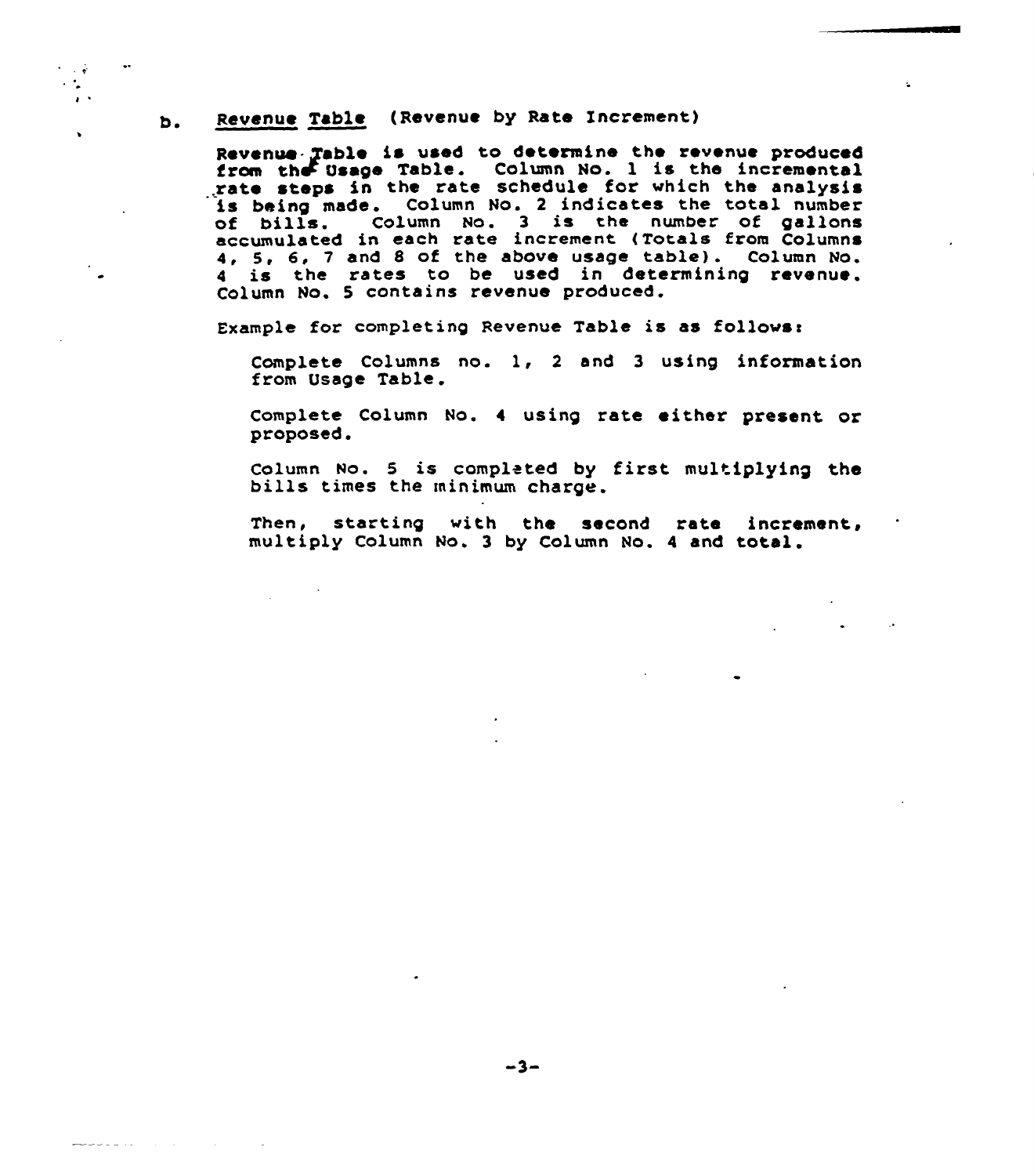b. Revenue Table (Revenue by Rate Increment)

Revenue Table is used to determine the revenue produced from the Usage Table. Column No. 1 is the incremental rate steps in the rate schedule for which the analysis is being made. Column No. 2 indicates the total number of bills. Column No. 3 is the number of gallons accumulated in each rate increment (Totals from Columns 4, 5, 6, 7 and 8 of the above usage table). Column No. 4 is the rates to be used in determining revenue. Column No. 5 contains revenue produced.

Example for completing Revenue Table is as follows:

Complete Columns no. 1, 2 and 3 using information from Usage Table.

Complete Column No. 4 using rate either present or proposed.

Column No. 5 is completed by first multiplying the bills times the minimum charge.

Then, starting with the second rate increment, multiply Column No. 3 by Column No. 4 and total.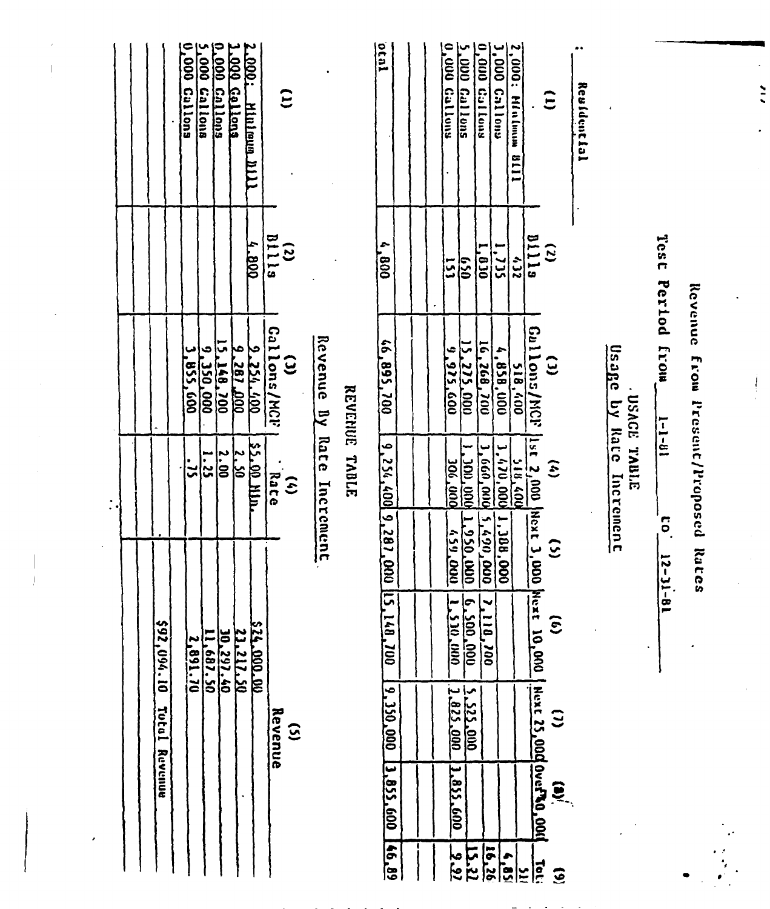Revenue from Present/Proposed Rates

Test Period from 1-1-81 to 12-31-81

USAGE TABLE

Usage by Rate Increment

: Residential

| (1) | (2) Bills | (3) Gallons/MCF | (4) 1st 2,000 | (5) Next 3,000 | (6) Next 10,000 | (7) Next 25,000 | (8) Over 40,000 | (9) Tot |
|---|---|---|---|---|---|---|---|---|
| 2,000: Minimum Bill | 432 | 518,400 | 518,400 | | | | | 51 |
| 3,000 Gallons | 1,735 | 4,858,000 | 3,470,000 | 1,388,000 | | | | 4,85 |
| 0,000 Gallons | 1,830 | 16,268,700 | 3,660,000 | 5,490,000 | 7,118,700 | | | 16,26 |
| 5,000 Gallons | 650 | 15,275,000 | 1,300,000 | 1,950,000 | 6,500,000 | 5,525,000 | | 15,27 |
| 0,000 Gallons | 153 | 9,975,600 | 306,000 | 459,000 | 1,530,000 | 3,825,000 | 3,855,600 | 9,97 |
| | | | | | | | | |
| | | | | | | | | |
| otal | 4,800 | 46,895,700 | 9,254,400 | 9,287,000 | 15,148,700 | 9,350,000 | 3,855,600 | 46,89 |

REVENUE TABLE

Revenue By Rate Increment

| (1) | (2) Bills | (3) Gallons/MCF | (4) Rate | (5) Revenue |
|---|---|---|---|---|
| 2,000: Minimum Bill | 4,800 | 9,254,400 | $5.00 Min. | $24,000.00 |
| 3,000 Gallons | | 9,287,000 | 2.50 | 23,217.50 |
| 0,000 Gallons | | 15,148,700 | 2.00 | 30,297.40 |
| 5,000 Gallons | | 9,350,000 | 1.25 | 11,687.50 |
| 0,000 Gallons | | 3,855,600 | .75 | 2,891.70 |
| | | | | |
| | | | | $92,094.10 Total Revenue |